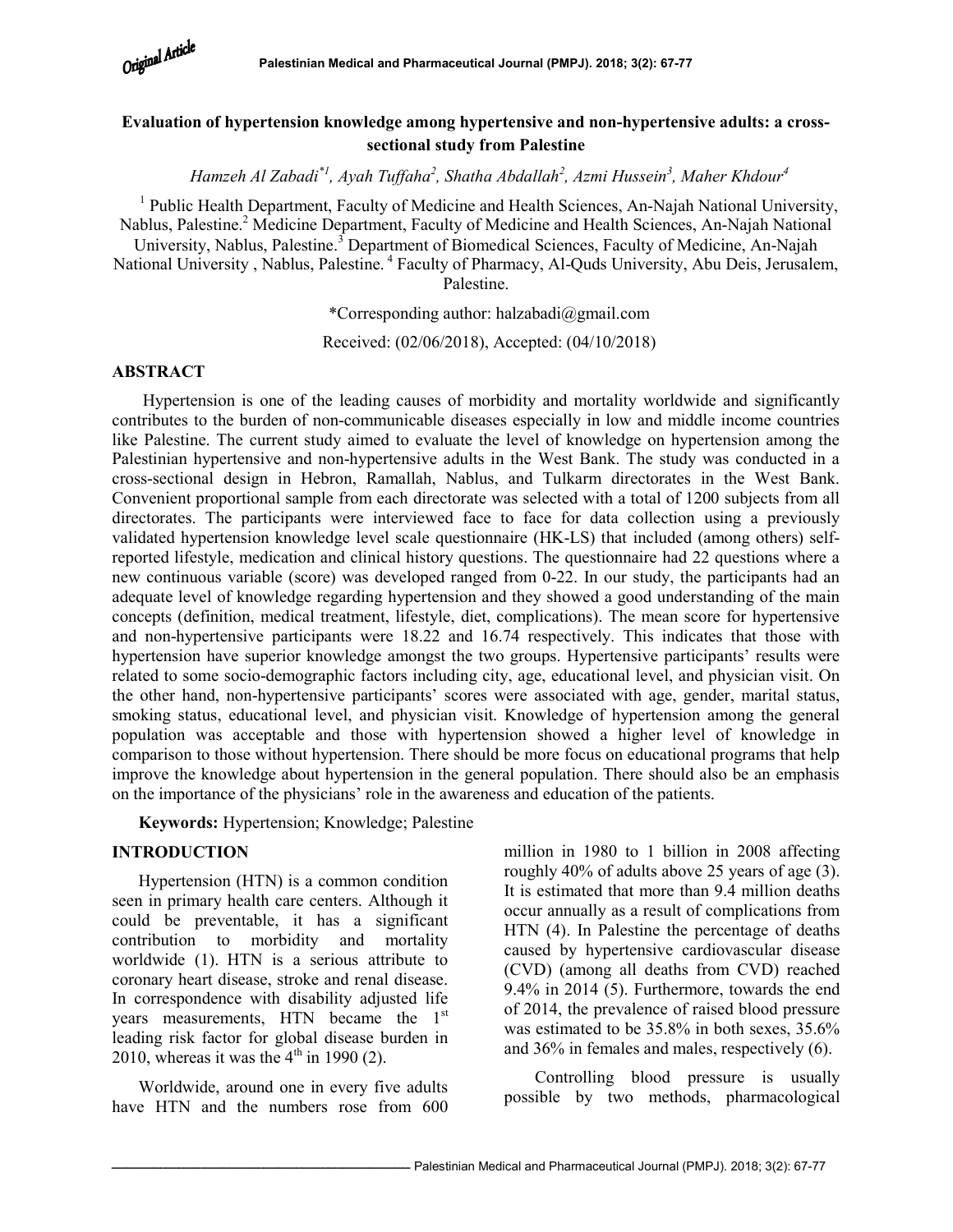Original Article

# Evaluation of hypertension knowledge among hypertensive and non-hypertensive adults: a cross-sectional study from Palestine

*Hamzeh Al Zabadi*[*1], *Ayah Tuffaha*[2], *Shatha Abdallah*[2], *Azmi Hussein*[3], *Maher Khdour*[4]

[1] Public Health Department, Faculty of Medicine and Health Sciences, An-Najah National University, Nablus, Palestine.[2] Medicine Department, Faculty of Medicine and Health Sciences, An-Najah National University, Nablus, Palestine.[3] Department of Biomedical Sciences, Faculty of Medicine, An-Najah National University , Nablus, Palestine. [4] Faculty of Pharmacy, Al-Quds University, Abu Deis, Jerusalem, Palestine.

*Corresponding author: halzabadi@gmail.com

Received: (02/06/2018), Accepted: (04/10/2018)

## ABSTRACT

Hypertension is one of the leading causes of morbidity and mortality worldwide and significantly contributes to the burden of non-communicable diseases especially in low and middle income countries like Palestine. The current study aimed to evaluate the level of knowledge on hypertension among the Palestinian hypertensive and non-hypertensive adults in the West Bank. The study was conducted in a cross-sectional design in Hebron, Ramallah, Nablus, and Tulkarm directorates in the West Bank. Convenient proportional sample from each directorate was selected with a total of 1200 subjects from all directorates. The participants were interviewed face to face for data collection using a previously validated hypertension knowledge level scale questionnaire (HK-LS) that included (among others) self-reported lifestyle, medication and clinical history questions. The questionnaire had 22 questions where a new continuous variable (score) was developed ranged from 0-22. In our study, the participants had an adequate level of knowledge regarding hypertension and they showed a good understanding of the main concepts (definition, medical treatment, lifestyle, diet, complications). The mean score for hypertensive and non-hypertensive participants were 18.22 and 16.74 respectively. This indicates that those with hypertension have superior knowledge amongst the two groups. Hypertensive participants' results were related to some socio-demographic factors including city, age, educational level, and physician visit. On the other hand, non-hypertensive participants' scores were associated with age, gender, marital status, smoking status, educational level, and physician visit. Knowledge of hypertension among the general population was acceptable and those with hypertension showed a higher level of knowledge in comparison to those without hypertension. There should be more focus on educational programs that help improve the knowledge about hypertension in the general population. There should also be an emphasis on the importance of the physicians' role in the awareness and education of the patients.

**Keywords:** Hypertension; Knowledge; Palestine

## INTRODUCTION

Hypertension (HTN) is a common condition seen in primary health care centers. Although it could be preventable, it has a significant contribution to morbidity and mortality worldwide (1). HTN is a serious attribute to coronary heart disease, stroke and renal disease. In correspondence with disability adjusted life years measurements, HTN became the 1st leading risk factor for global disease burden in 2010, whereas it was the 4th in 1990 (2).

Worldwide, around one in every five adults have HTN and the numbers rose from 600 million in 1980 to 1 billion in 2008 affecting roughly 40% of adults above 25 years of age (3). It is estimated that more than 9.4 million deaths occur annually as a result of complications from HTN (4). In Palestine the percentage of deaths caused by hypertensive cardiovascular disease (CVD) (among all deaths from CVD) reached 9.4% in 2014 (5). Furthermore, towards the end of 2014, the prevalence of raised blood pressure was estimated to be 35.8% in both sexes, 35.6% and 36% in females and males, respectively (6).

Controlling blood pressure is usually possible by two methods, pharmacological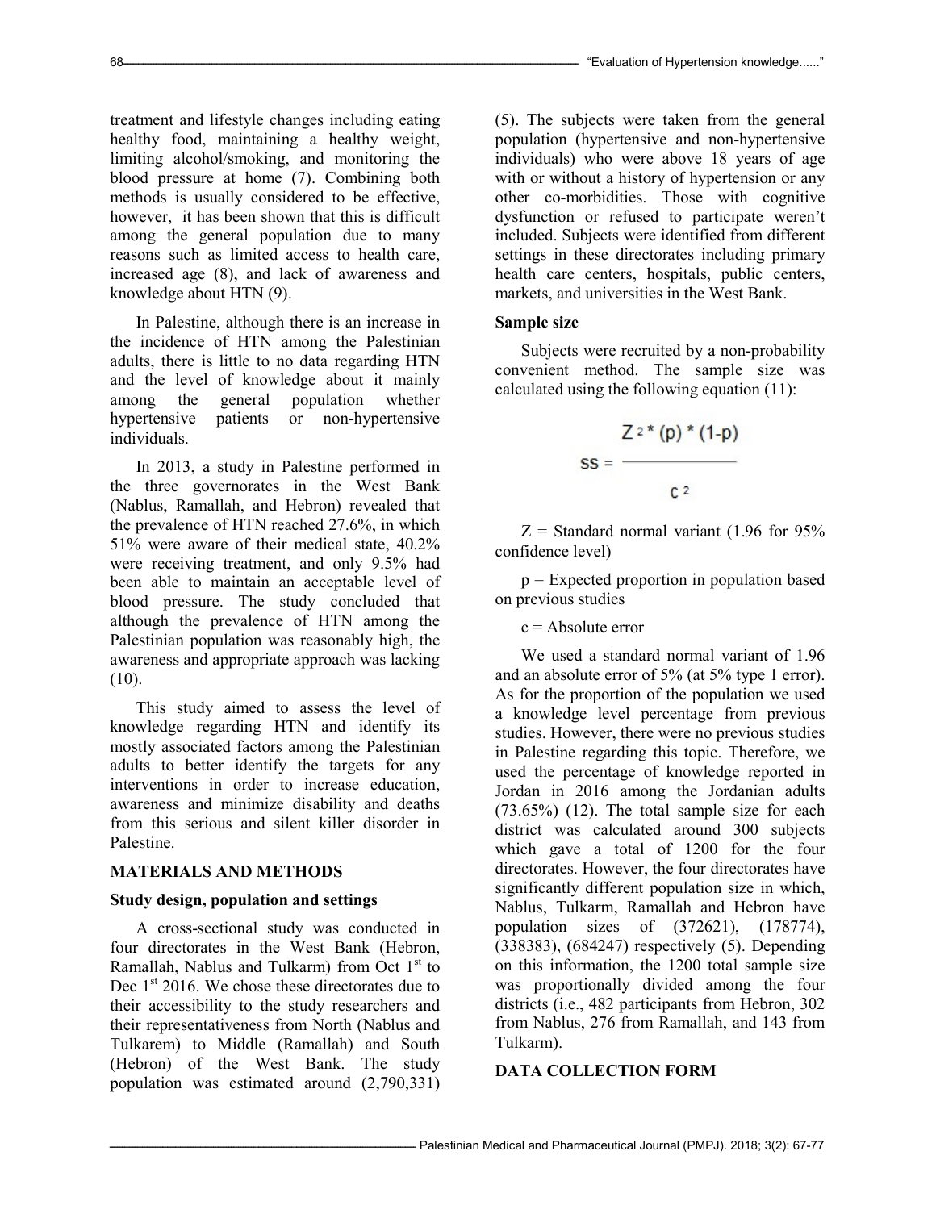treatment and lifestyle changes including eating healthy food, maintaining a healthy weight, limiting alcohol/smoking, and monitoring the blood pressure at home (7). Combining both methods is usually considered to be effective, however, it has been shown that this is difficult among the general population due to many reasons such as limited access to health care, increased age (8), and lack of awareness and knowledge about HTN (9).

In Palestine, although there is an increase in the incidence of HTN among the Palestinian adults, there is little to no data regarding HTN and the level of knowledge about it mainly among the general population whether hypertensive patients or non-hypertensive individuals.

In 2013, a study in Palestine performed in the three governorates in the West Bank (Nablus, Ramallah, and Hebron) revealed that the prevalence of HTN reached 27.6%, in which 51% were aware of their medical state, 40.2% were receiving treatment, and only 9.5% had been able to maintain an acceptable level of blood pressure. The study concluded that although the prevalence of HTN among the Palestinian population was reasonably high, the awareness and appropriate approach was lacking (10).

This study aimed to assess the level of knowledge regarding HTN and identify its mostly associated factors among the Palestinian adults to better identify the targets for any interventions in order to increase education, awareness and minimize disability and deaths from this serious and silent killer disorder in Palestine.

## MATERIALS AND METHODS

### Study design, population and settings

A cross-sectional study was conducted in four directorates in the West Bank (Hebron, Ramallah, Nablus and Tulkarm) from Oct 1st to Dec 1st 2016. We chose these directorates due to their accessibility to the study researchers and their representativeness from North (Nablus and Tulkarem) to Middle (Ramallah) and South (Hebron) of the West Bank. The study population was estimated around (2,790,331) (5). The subjects were taken from the general population (hypertensive and non-hypertensive individuals) who were above 18 years of age with or without a history of hypertension or any other co-morbidities. Those with cognitive dysfunction or refused to participate weren't included. Subjects were identified from different settings in these directorates including primary health care centers, hospitals, public centers, markets, and universities in the West Bank.

### Sample size

Subjects were recruited by a non-probability convenient method. The sample size was calculated using the following equation (11):

$$SS = \frac{Z^2 * (p) * (1-p)}{c^2}$$

Z = Standard normal variant (1.96 for 95% confidence level)

p = Expected proportion in population based on previous studies

c = Absolute error

We used a standard normal variant of 1.96 and an absolute error of 5% (at 5% type 1 error). As for the proportion of the population we used a knowledge level percentage from previous studies. However, there were no previous studies in Palestine regarding this topic. Therefore, we used the percentage of knowledge reported in Jordan in 2016 among the Jordanian adults (73.65%) (12). The total sample size for each district was calculated around 300 subjects which gave a total of 1200 for the four directorates. However, the four directorates have significantly different population size in which, Nablus, Tulkarm, Ramallah and Hebron have population sizes of (372621), (178774), (338383), (684247) respectively (5). Depending on this information, the 1200 total sample size was proportionally divided among the four districts (i.e., 482 participants from Hebron, 302 from Nablus, 276 from Ramallah, and 143 from Tulkarm).

## DATA COLLECTION FORM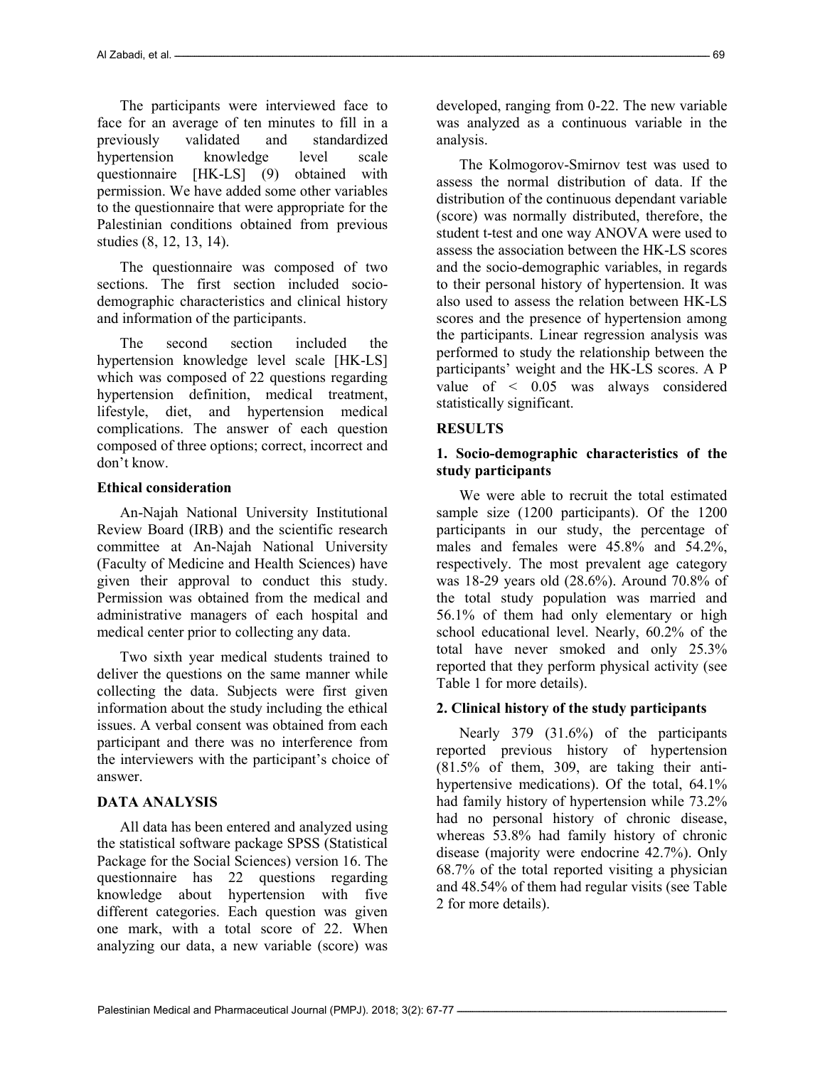The participants were interviewed face to face for an average of ten minutes to fill in a previously validated and standardized hypertension knowledge level scale questionnaire [HK-LS] (9) obtained with permission. We have added some other variables to the questionnaire that were appropriate for the Palestinian conditions obtained from previous studies (8, 12, 13, 14).

The questionnaire was composed of two sections. The first section included socio-demographic characteristics and clinical history and information of the participants.

The second section included the hypertension knowledge level scale [HK-LS] which was composed of 22 questions regarding hypertension definition, medical treatment, lifestyle, diet, and hypertension medical complications. The answer of each question composed of three options; correct, incorrect and don't know.

### Ethical consideration

An-Najah National University Institutional Review Board (IRB) and the scientific research committee at An-Najah National University (Faculty of Medicine and Health Sciences) have given their approval to conduct this study. Permission was obtained from the medical and administrative managers of each hospital and medical center prior to collecting any data.

Two sixth year medical students trained to deliver the questions on the same manner while collecting the data. Subjects were first given information about the study including the ethical issues. A verbal consent was obtained from each participant and there was no interference from the interviewers with the participant's choice of answer.

## DATA ANALYSIS

All data has been entered and analyzed using the statistical software package SPSS (Statistical Package for the Social Sciences) version 16. The questionnaire has 22 questions regarding knowledge about hypertension with five different categories. Each question was given one mark, with a total score of 22. When analyzing our data, a new variable (score) was developed, ranging from 0-22. The new variable was analyzed as a continuous variable in the analysis.

The Kolmogorov-Smirnov test was used to assess the normal distribution of data. If the distribution of the continuous dependant variable (score) was normally distributed, therefore, the student t-test and one way ANOVA were used to assess the association between the HK-LS scores and the socio-demographic variables, in regards to their personal history of hypertension. It was also used to assess the relation between HK-LS scores and the presence of hypertension among the participants. Linear regression analysis was performed to study the relationship between the participants' weight and the HK-LS scores. A P value of $< 0.05$ was always considered statistically significant.

## RESULTS

### 1. Socio-demographic characteristics of the study participants

We were able to recruit the total estimated sample size (1200 participants). Of the 1200 participants in our study, the percentage of males and females were 45.8% and 54.2%, respectively. The most prevalent age category was 18-29 years old (28.6%). Around 70.8% of the total study population was married and 56.1% of them had only elementary or high school educational level. Nearly, 60.2% of the total have never smoked and only 25.3% reported that they perform physical activity (see Table 1 for more details).

### 2. Clinical history of the study participants

Nearly 379 (31.6%) of the participants reported previous history of hypertension (81.5% of them, 309, are taking their anti-hypertensive medications). Of the total, 64.1% had family history of hypertension while 73.2% had no personal history of chronic disease, whereas 53.8% had family history of chronic disease (majority were endocrine 42.7%). Only 68.7% of the total reported visiting a physician and 48.54% of them had regular visits (see Table 2 for more details).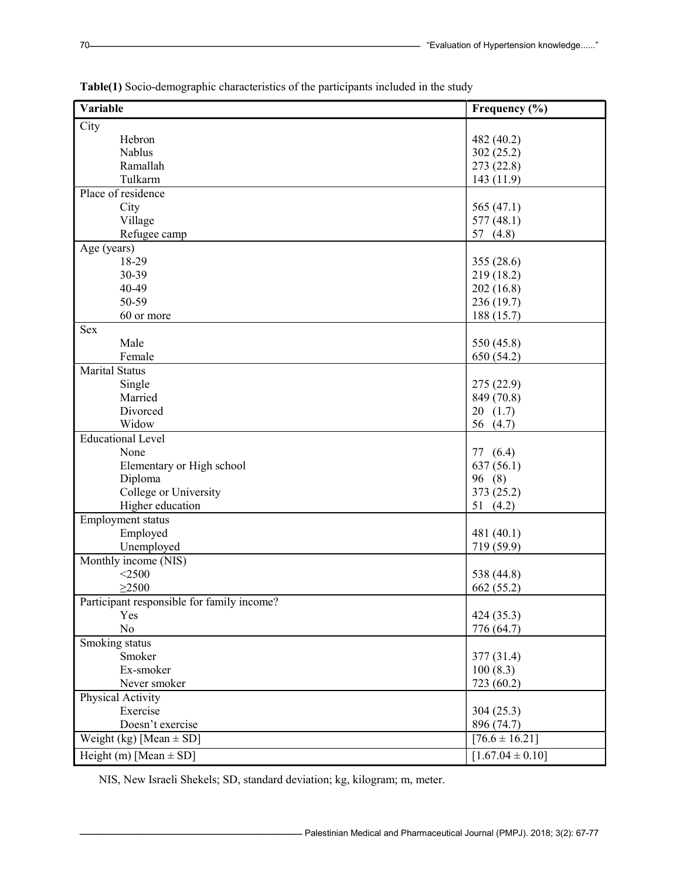**Table(1)** Socio-demographic characteristics of the participants included in the study

| Variable | Frequency (%) |
|---|---|
| City | |
| Hebron | 482 (40.2) |
| Nablus | 302 (25.2) |
| Ramallah | 273 (22.8) |
| Tulkarm | 143 (11.9) |
| Place of residence | |
| City | 565 (47.1) |
| Village | 577 (48.1) |
| Refugee camp | 57 (4.8) |
| Age (years) | |
| 18-29 | 355 (28.6) |
| 30-39 | 219 (18.2) |
| 40-49 | 202 (16.8) |
| 50-59 | 236 (19.7) |
| 60 or more | 188 (15.7) |
| Sex | |
| Male | 550 (45.8) |
| Female | 650 (54.2) |
| Marital Status | |
| Single | 275 (22.9) |
| Married | 849 (70.8) |
| Divorced | 20 (1.7) |
| Widow | 56 (4.7) |
| Educational Level | |
| None | 77 (6.4) |
| Elementary or High school | 637 (56.1) |
| Diploma | 96 (8) |
| College or University | 373 (25.2) |
| Higher education | 51 (4.2) |
| Employment status | |
| Employed | 481 (40.1) |
| Unemployed | 719 (59.9) |
| Monthly income (NIS) | |
| <2500 | 538 (44.8) |
| ≥2500 | 662 (55.2) |
| Participant responsible for family income? | |
| Yes | 424 (35.3) |
| No | 776 (64.7) |
| Smoking status | |
| Smoker | 377 (31.4) |
| Ex-smoker | 100 (8.3) |
| Never smoker | 723 (60.2) |
| Physical Activity | |
| Exercise | 304 (25.3) |
| Doesn't exercise | 896 (74.7) |
| Weight (kg) [Mean ± SD] | [76.6 ± 16.21] |
| Height (m) [Mean ± SD] | [1.67.04 ± 0.10] |

NIS, New Israeli Shekels; SD, standard deviation; kg, kilogram; m, meter.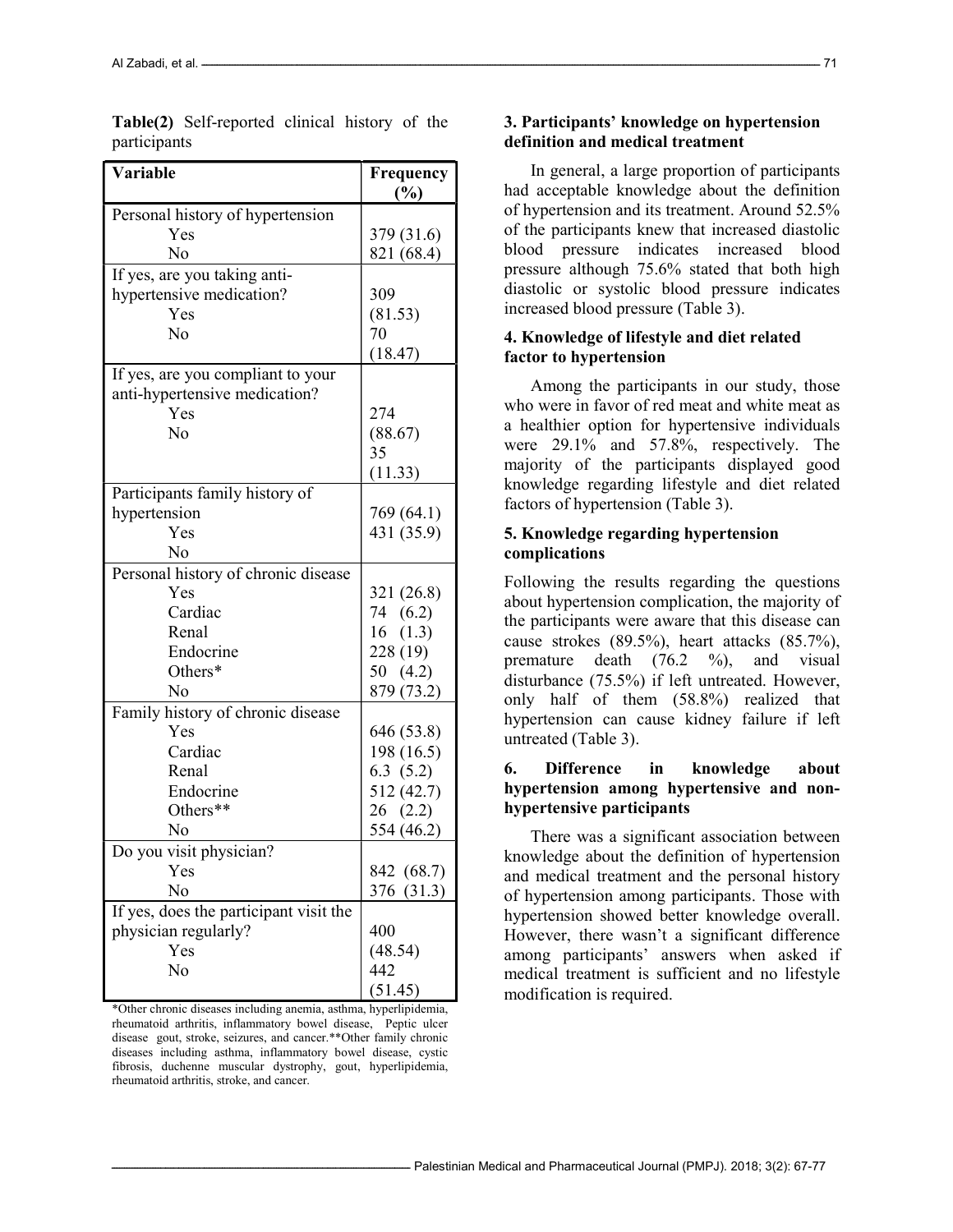**Table(2)** Self-reported clinical history of the participants

| Variable | Frequency (%) |
|---|---|
| Personal history of hypertension | |
| Yes | 379 (31.6) |
| No | 821 (68.4) |
| If yes, are you taking anti-hypertensive medication? | |
| Yes | 309 (81.53) |
| No | 70 (18.47) |
| If yes, are you compliant to your anti-hypertensive medication? | |
| Yes | 274 (88.67) |
| No | 35 (11.33) |
| Participants family history of hypertension | |
| Yes | 769 (64.1) |
| No | 431 (35.9) |
| Personal history of chronic disease | |
| Yes | 321 (26.8) |
| Cardiac | 74 (6.2) |
| Renal | 16 (1.3) |
| Endocrine | 228 (19) |
| Others* | 50 (4.2) |
| No | 879 (73.2) |
| Family history of chronic disease | |
| Yes | 646 (53.8) |
| Cardiac | 198 (16.5) |
| Renal | 6.3 (5.2) |
| Endocrine | 512 (42.7) |
| Others** | 26 (2.2) |
| No | 554 (46.2) |
| Do you visit physician? | |
| Yes | 842 (68.7) |
| No | 376 (31.3) |
| If yes, does the participant visit the physician regularly? | |
| Yes | 400 (48.54) |
| No | 442 (51.45) |

*Other chronic diseases including anemia, asthma, hyperlipidemia, rheumatoid arthritis, inflammatory bowel disease, Peptic ulcer disease gout, stroke, seizures, and cancer.**Other family chronic diseases including asthma, inflammatory bowel disease, cystic fibrosis, duchenne muscular dystrophy, gout, hyperlipidemia, rheumatoid arthritis, stroke, and cancer.

### 3. Participants' knowledge on hypertension definition and medical treatment

In general, a large proportion of participants had acceptable knowledge about the definition of hypertension and its treatment. Around 52.5% of the participants knew that increased diastolic blood pressure indicates increased blood pressure although 75.6% stated that both high diastolic or systolic blood pressure indicates increased blood pressure (Table 3).

### 4. Knowledge of lifestyle and diet related factor to hypertension

Among the participants in our study, those who were in favor of red meat and white meat as a healthier option for hypertensive individuals were 29.1% and 57.8%, respectively. The majority of the participants displayed good knowledge regarding lifestyle and diet related factors of hypertension (Table 3).

### 5. Knowledge regarding hypertension complications

Following the results regarding the questions about hypertension complication, the majority of the participants were aware that this disease can cause strokes (89.5%), heart attacks (85.7%), premature death (76.2 %), and visual disturbance (75.5%) if left untreated. However, only half of them (58.8%) realized that hypertension can cause kidney failure if left untreated (Table 3).

### 6. Difference in knowledge about hypertension among hypertensive and non-hypertensive participants

There was a significant association between knowledge about the definition of hypertension and medical treatment and the personal history of hypertension among participants. Those with hypertension showed better knowledge overall. However, there wasn't a significant difference among participants' answers when asked if medical treatment is sufficient and no lifestyle modification is required.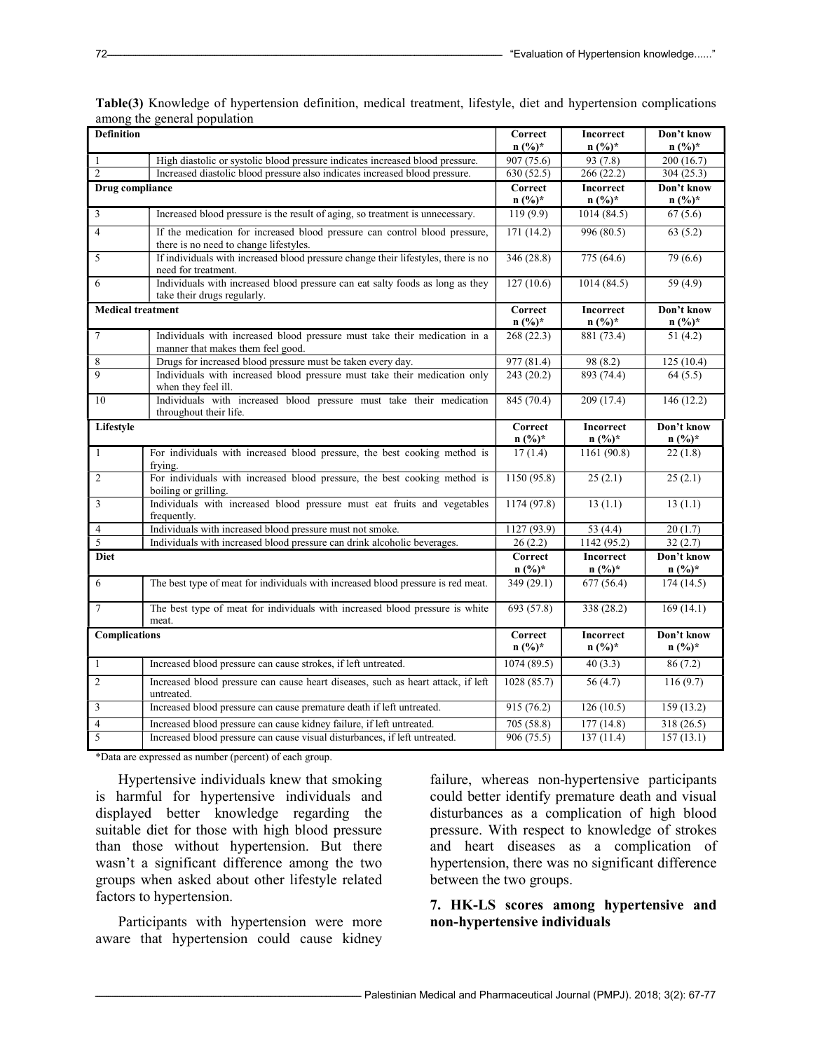**Table(3)** Knowledge of hypertension definition, medical treatment, lifestyle, diet and hypertension complications among the general population

| **Definition** | | **Correct n (%)*** | **Incorrect n (%)*** | **Don't know n (%)*** |
|---|---|---|---|---|
| 1 | High diastolic or systolic blood pressure indicates increased blood pressure. | 907 (75.6) | 93 (7.8) | 200 (16.7) |
| 2 | Increased diastolic blood pressure also indicates increased blood pressure. | 630 (52.5) | 266 (22.2) | 304 (25.3) |
| **Drug compliance** | | **Correct n (%)*** | **Incorrect n (%)*** | **Don't know n (%)*** |
| 3 | Increased blood pressure is the result of aging, so treatment is unnecessary. | 119 (9.9) | 1014 (84.5) | 67 (5.6) |
| 4 | If the medication for increased blood pressure can control blood pressure, there is no need to change lifestyles. | 171 (14.2) | 996 (80.5) | 63 (5.2) |
| 5 | If individuals with increased blood pressure change their lifestyles, there is no need for treatment. | 346 (28.8) | 775 (64.6) | 79 (6.6) |
| 6 | Individuals with increased blood pressure can eat salty foods as long as they take their drugs regularly. | 127 (10.6) | 1014 (84.5) | 59 (4.9) |
| **Medical treatment** | | **Correct n (%)*** | **Incorrect n (%)*** | **Don't know n (%)*** |
| 7 | Individuals with increased blood pressure must take their medication in a manner that makes them feel good. | 268 (22.3) | 881 (73.4) | 51 (4.2) |
| 8 | Drugs for increased blood pressure must be taken every day. | 977 (81.4) | 98 (8.2) | 125 (10.4) |
| 9 | Individuals with increased blood pressure must take their medication only when they feel ill. | 243 (20.2) | 893 (74.4) | 64 (5.5) |
| 10 | Individuals with increased blood pressure must take their medication throughout their life. | 845 (70.4) | 209 (17.4) | 146 (12.2) |
| **Lifestyle** | | **Correct n (%)*** | **Incorrect n (%)*** | **Don't know n (%)*** |
| 1 | For individuals with increased blood pressure, the best cooking method is frying. | 17 (1.4) | 1161 (90.8) | 22 (1.8) |
| 2 | For individuals with increased blood pressure, the best cooking method is boiling or grilling. | 1150 (95.8) | 25 (2.1) | 25 (2.1) |
| 3 | Individuals with increased blood pressure must eat fruits and vegetables frequently. | 1174 (97.8) | 13 (1.1) | 13 (1.1) |
| 4 | Individuals with increased blood pressure must not smoke. | 1127 (93.9) | 53 (4.4) | 20 (1.7) |
| 5 | Individuals with increased blood pressure can drink alcoholic beverages. | 26 (2.2) | 1142 (95.2) | 32 (2.7) |
| **Diet** | | **Correct n (%)*** | **Incorrect n (%)*** | **Don't know n (%)*** |
| 6 | The best type of meat for individuals with increased blood pressure is red meat. | 349 (29.1) | 677 (56.4) | 174 (14.5) |
| 7 | The best type of meat for individuals with increased blood pressure is white meat. | 693 (57.8) | 338 (28.2) | 169 (14.1) |
| **Complications** | | **Correct n (%)*** | **Incorrect n (%)*** | **Don't know n (%)*** |
| 1 | Increased blood pressure can cause strokes, if left untreated. | 1074 (89.5) | 40 (3.3) | 86 (7.2) |
| 2 | Increased blood pressure can cause heart diseases, such as heart attack, if left untreated. | 1028 (85.7) | 56 (4.7) | 116 (9.7) |
| 3 | Increased blood pressure can cause premature death if left untreated. | 915 (76.2) | 126 (10.5) | 159 (13.2) |
| 4 | Increased blood pressure can cause kidney failure, if left untreated. | 705 (58.8) | 177 (14.8) | 318 (26.5) |
| 5 | Increased blood pressure can cause visual disturbances, if left untreated. | 906 (75.5) | 137 (11.4) | 157 (13.1) |

*Data are expressed as number (percent) of each group.

Hypertensive individuals knew that smoking is harmful for hypertensive individuals and displayed better knowledge regarding the suitable diet for those with high blood pressure than those without hypertension. But there wasn't a significant difference among the two groups when asked about other lifestyle related factors to hypertension.

Participants with hypertension were more aware that hypertension could cause kidney failure, whereas non-hypertensive participants could better identify premature death and visual disturbances as a complication of high blood pressure. With respect to knowledge of strokes and heart diseases as a complication of hypertension, there was no significant difference between the two groups.

### 7. HK-LS scores among hypertensive and non-hypertensive individuals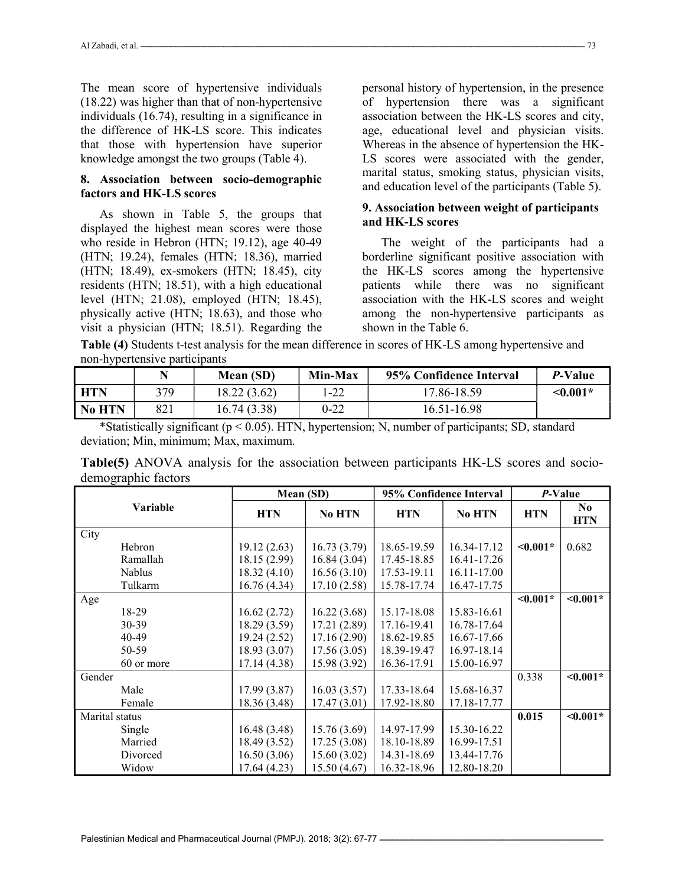The mean score of hypertensive individuals (18.22) was higher than that of non-hypertensive individuals (16.74), resulting in a significance in the difference of HK-LS score. This indicates that those with hypertension have superior knowledge amongst the two groups (Table 4).

### 8. Association between socio-demographic factors and HK-LS scores

As shown in Table 5, the groups that displayed the highest mean scores were those who reside in Hebron (HTN; 19.12), age 40-49 (HTN; 19.24), females (HTN; 18.36), married (HTN; 18.49), ex-smokers (HTN; 18.45), city residents (HTN; 18.51), with a high educational level (HTN; 21.08), employed (HTN; 18.45), physically active (HTN; 18.63), and those who visit a physician (HTN; 18.51). Regarding the personal history of hypertension, in the presence of hypertension there was a significant association between the HK-LS scores and city, age, educational level and physician visits. Whereas in the absence of hypertension the HK-LS scores were associated with the gender, marital status, smoking status, physician visits, and education level of the participants (Table 5).

### 9. Association between weight of participants and HK-LS scores

The weight of the participants had a borderline significant positive association with the HK-LS scores among the hypertensive patients while there was no significant association with the HK-LS scores and weight among the non-hypertensive participants as shown in the Table 6.

**Table (4)** Students t-test analysis for the mean difference in scores of HK-LS among hypertensive and non-hypertensive participants

| | N | Mean (SD) | Min-Max | 95% Confidence Interval | *P*-Value |
|---|---|---|---|---|---|
| **HTN** | 379 | 18.22 (3.62) | 1-22 | 17.86-18.59 | **<0.001*** |
| **No HTN** | 821 | 16.74 (3.38) | 0-22 | 16.51-16.98 | |

*Statistically significant (p < 0.05). HTN, hypertension; N, number of participants; SD, standard deviation; Min, minimum; Max, maximum.

**Table(5)** ANOVA analysis for the association between participants HK-LS scores and socio-demographic factors

| Variable | Mean (SD) | | 95% Confidence Interval | | *P*-Value | |
|---|---|---|---|---|---|---|
| | **HTN** | **No HTN** | **HTN** | **No HTN** | **HTN** | **No HTN** |
| City | | | | | | |
| Hebron | 19.12 (2.63) | 16.73 (3.79) | 18.65-19.59 | 16.34-17.12 | **<0.001*** | 0.682 |
| Ramallah | 18.15 (2.99) | 16.84 (3.04) | 17.45-18.85 | 16.41-17.26 | | |
| Nablus | 18.32 (4.10) | 16.56 (3.10) | 17.53-19.11 | 16.11-17.00 | | |
| Tulkarm | 16.76 (4.34) | 17.10 (2.58) | 15.78-17.74 | 16.47-17.75 | | |
| Age | | | | | **<0.001*** | **<0.001*** |
| 18-29 | 16.62 (2.72) | 16.22 (3.68) | 15.17-18.08 | 15.83-16.61 | | |
| 30-39 | 18.29 (3.59) | 17.21 (2.89) | 17.16-19.41 | 16.78-17.64 | | |
| 40-49 | 19.24 (2.52) | 17.16 (2.90) | 18.62-19.85 | 16.67-17.66 | | |
| 50-59 | 18.93 (3.07) | 17.56 (3.05) | 18.39-19.47 | 16.97-18.14 | | |
| 60 or more | 17.14 (4.38) | 15.98 (3.92) | 16.36-17.91 | 15.00-16.97 | | |
| Gender | | | | | 0.338 | **<0.001*** |
| Male | 17.99 (3.87) | 16.03 (3.57) | 17.33-18.64 | 15.68-16.37 | | |
| Female | 18.36 (3.48) | 17.47 (3.01) | 17.92-18.80 | 17.18-17.77 | | |
| Marital status | | | | | **0.015** | **<0.001*** |
| Single | 16.48 (3.48) | 15.76 (3.69) | 14.97-17.99 | 15.30-16.22 | | |
| Married | 18.49 (3.52) | 17.25 (3.08) | 18.10-18.89 | 16.99-17.51 | | |
| Divorced | 16.50 (3.06) | 15.60 (3.02) | 14.31-18.69 | 13.44-17.76 | | |
| Widow | 17.64 (4.23) | 15.50 (4.67) | 16.32-18.96 | 12.80-18.20 | | |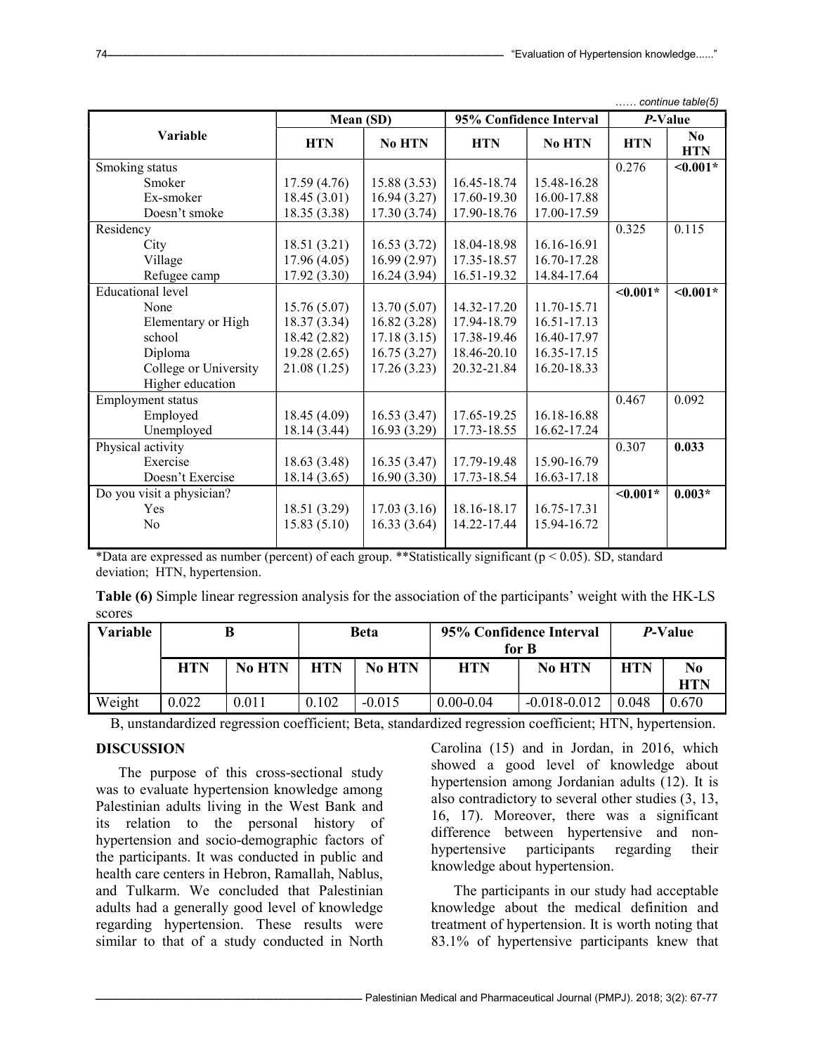…… *continue table(5)*

| Variable | Mean (SD) | | 95% Confidence Interval | | *P*-Value | |
|---|---|---|---|---|---|---|
| | **HTN** | **No HTN** | **HTN** | **No HTN** | **HTN** | **No HTN** |
| Smoking status | | | | | 0.276 | **<0.001*** |
| Smoker | 17.59 (4.76) | 15.88 (3.53) | 16.45-18.74 | 15.48-16.28 | | |
| Ex-smoker | 18.45 (3.01) | 16.94 (3.27) | 17.60-19.30 | 16.00-17.88 | | |
| Doesn't smoke | 18.35 (3.38) | 17.30 (3.74) | 17.90-18.76 | 17.00-17.59 | | |
| Residency | | | | | 0.325 | 0.115 |
| City | 18.51 (3.21) | 16.53 (3.72) | 18.04-18.98 | 16.16-16.91 | | |
| Village | 17.96 (4.05) | 16.99 (2.97) | 17.35-18.57 | 16.70-17.28 | | |
| Refugee camp | 17.92 (3.30) | 16.24 (3.94) | 16.51-19.32 | 14.84-17.64 | | |
| Educational level | | | | | **<0.001*** | **<0.001*** |
| None | 15.76 (5.07) | 13.70 (5.07) | 14.32-17.20 | 11.70-15.71 | | |
| Elementary or High school | 18.37 (3.34) | 16.82 (3.28) | 17.94-18.79 | 16.51-17.13 | | |
| Diploma | 18.42 (2.82) | 17.18 (3.15) | 17.38-19.46 | 16.40-17.97 | | |
| College or University | 19.28 (2.65) | 16.75 (3.27) | 18.46-20.10 | 16.35-17.15 | | |
| Higher education | 21.08 (1.25) | 17.26 (3.23) | 20.32-21.84 | 16.20-18.33 | | |
| Employment status | | | | | 0.467 | 0.092 |
| Employed | 18.45 (4.09) | 16.53 (3.47) | 17.65-19.25 | 16.18-16.88 | | |
| Unemployed | 18.14 (3.44) | 16.93 (3.29) | 17.73-18.55 | 16.62-17.24 | | |
| Physical activity | | | | | 0.307 | **0.033** |
| Exercise | 18.63 (3.48) | 16.35 (3.47) | 17.79-19.48 | 15.90-16.79 | | |
| Doesn't Exercise | 18.14 (3.65) | 16.90 (3.30) | 17.73-18.54 | 16.63-17.18 | | |
| Do you visit a physician? | | | | | **<0.001*** | **0.003*** |
| Yes | 18.51 (3.29) | 17.03 (3.16) | 18.16-18.17 | 16.75-17.31 | | |
| No | 15.83 (5.10) | 16.33 (3.64) | 14.22-17.44 | 15.94-16.72 | | |

*Data are expressed as number (percent) of each group. **Statistically significant ($p < 0.05$). SD, standard deviation; HTN, hypertension.

**Table (6)** Simple linear regression analysis for the association of the participants' weight with the HK-LS scores

| Variable | B | | Beta | | 95% Confidence Interval for B | | *P*-Value | |
|---|---|---|---|---|---|---|---|---|
| | **HTN** | **No HTN** | **HTN** | **No HTN** | **HTN** | **No HTN** | **HTN** | **No HTN** |
| Weight | 0.022 | 0.011 | 0.102 | -0.015 | 0.00-0.04 | -0.018-0.012 | 0.048 | 0.670 |

B, unstandardized regression coefficient; Beta, standardized regression coefficient; HTN, hypertension.

## DISCUSSION

The purpose of this cross-sectional study was to evaluate hypertension knowledge among Palestinian adults living in the West Bank and its relation to the personal history of hypertension and socio-demographic factors of the participants. It was conducted in public and health care centers in Hebron, Ramallah, Nablus, and Tulkarm. We concluded that Palestinian adults had a generally good level of knowledge regarding hypertension. These results were similar to that of a study conducted in North Carolina (15) and in Jordan, in 2016, which showed a good level of knowledge about hypertension among Jordanian adults (12). It is also contradictory to several other studies (3, 13, 16, 17). Moreover, there was a significant difference between hypertensive and non-hypertensive participants regarding their knowledge about hypertension.

The participants in our study had acceptable knowledge about the medical definition and treatment of hypertension. It is worth noting that 83.1% of hypertensive participants knew that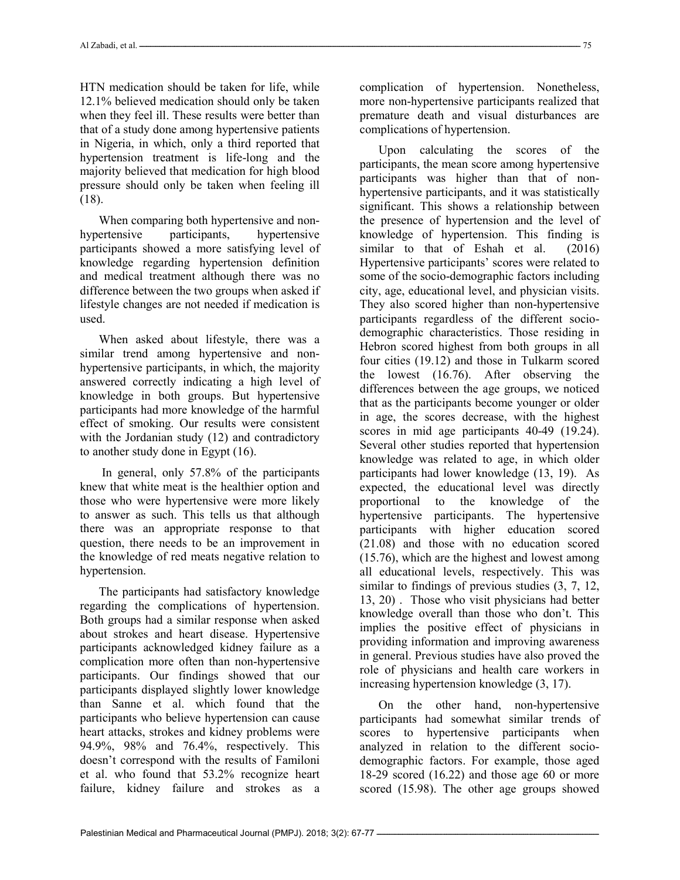HTN medication should be taken for life, while 12.1% believed medication should only be taken when they feel ill. These results were better than that of a study done among hypertensive patients in Nigeria, in which, only a third reported that hypertension treatment is life-long and the majority believed that medication for high blood pressure should only be taken when feeling ill (18).

When comparing both hypertensive and non-hypertensive participants, hypertensive participants showed a more satisfying level of knowledge regarding hypertension definition and medical treatment although there was no difference between the two groups when asked if lifestyle changes are not needed if medication is used.

When asked about lifestyle, there was a similar trend among hypertensive and non-hypertensive participants, in which, the majority answered correctly indicating a high level of knowledge in both groups. But hypertensive participants had more knowledge of the harmful effect of smoking. Our results were consistent with the Jordanian study (12) and contradictory to another study done in Egypt (16).

In general, only 57.8% of the participants knew that white meat is the healthier option and those who were hypertensive were more likely to answer as such. This tells us that although there was an appropriate response to that question, there needs to be an improvement in the knowledge of red meats negative relation to hypertension.

The participants had satisfactory knowledge regarding the complications of hypertension. Both groups had a similar response when asked about strokes and heart disease. Hypertensive participants acknowledged kidney failure as a complication more often than non-hypertensive participants. Our findings showed that our participants displayed slightly lower knowledge than Sanne et al. which found that the participants who believe hypertension can cause heart attacks, strokes and kidney problems were 94.9%, 98% and 76.4%, respectively. This doesn't correspond with the results of Familoni et al. who found that 53.2% recognize heart failure, kidney failure and strokes as a complication of hypertension. Nonetheless, more non-hypertensive participants realized that premature death and visual disturbances are complications of hypertension.

Upon calculating the scores of the participants, the mean score among hypertensive participants was higher than that of non-hypertensive participants, and it was statistically significant. This shows a relationship between the presence of hypertension and the level of knowledge of hypertension. This finding is similar to that of Eshah et al. (2016) Hypertensive participants' scores were related to some of the socio-demographic factors including city, age, educational level, and physician visits. They also scored higher than non-hypertensive participants regardless of the different socio-demographic characteristics. Those residing in Hebron scored highest from both groups in all four cities (19.12) and those in Tulkarm scored the lowest (16.76). After observing the differences between the age groups, we noticed that as the participants become younger or older in age, the scores decrease, with the highest scores in mid age participants 40-49 (19.24). Several other studies reported that hypertension knowledge was related to age, in which older participants had lower knowledge (13, 19). As expected, the educational level was directly proportional to the knowledge of the hypertensive participants. The hypertensive participants with higher education scored (21.08) and those with no education scored (15.76), which are the highest and lowest among all educational levels, respectively. This was similar to findings of previous studies (3, 7, 12, 13, 20) . Those who visit physicians had better knowledge overall than those who don't. This implies the positive effect of physicians in providing information and improving awareness in general. Previous studies have also proved the role of physicians and health care workers in increasing hypertension knowledge (3, 17).

On the other hand, non-hypertensive participants had somewhat similar trends of scores to hypertensive participants when analyzed in relation to the different socio-demographic factors. For example, those aged 18-29 scored (16.22) and those age 60 or more scored (15.98). The other age groups showed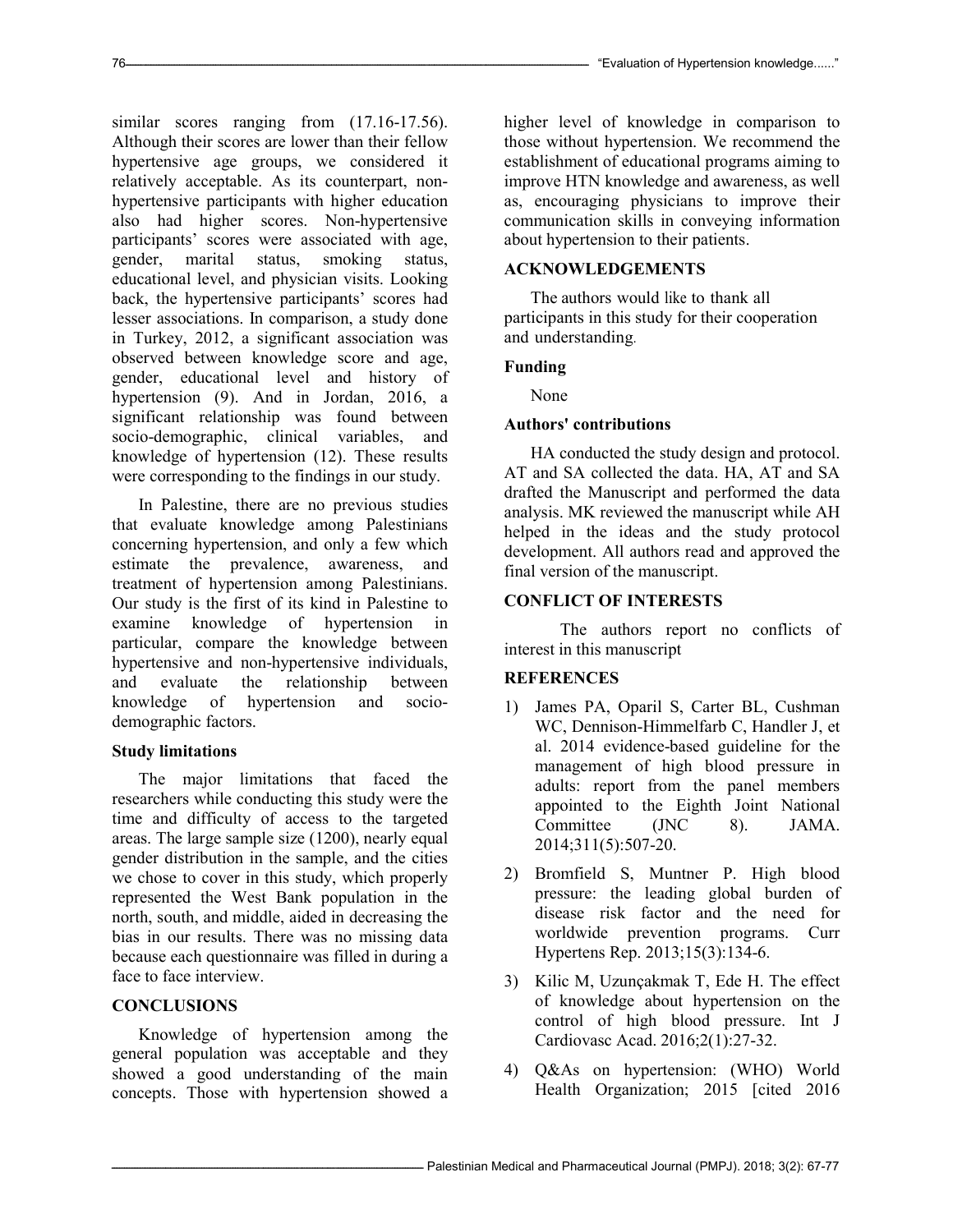similar scores ranging from (17.16-17.56). Although their scores are lower than their fellow hypertensive age groups, we considered it relatively acceptable. As its counterpart, non-hypertensive participants with higher education also had higher scores. Non-hypertensive participants' scores were associated with age, gender, marital status, smoking status, educational level, and physician visits. Looking back, the hypertensive participants' scores had lesser associations. In comparison, a study done in Turkey, 2012, a significant association was observed between knowledge score and age, gender, educational level and history of hypertension (9). And in Jordan, 2016, a significant relationship was found between socio-demographic, clinical variables, and knowledge of hypertension (12). These results were corresponding to the findings in our study.

In Palestine, there are no previous studies that evaluate knowledge among Palestinians concerning hypertension, and only a few which estimate the prevalence, awareness, and treatment of hypertension among Palestinians. Our study is the first of its kind in Palestine to examine knowledge of hypertension in particular, compare the knowledge between hypertensive and non-hypertensive individuals, and evaluate the relationship between knowledge of hypertension and socio-demographic factors.

### Study limitations

The major limitations that faced the researchers while conducting this study were the time and difficulty of access to the targeted areas. The large sample size (1200), nearly equal gender distribution in the sample, and the cities we chose to cover in this study, which properly represented the West Bank population in the north, south, and middle, aided in decreasing the bias in our results. There was no missing data because each questionnaire was filled in during a face to face interview.

## CONCLUSIONS

Knowledge of hypertension among the general population was acceptable and they showed a good understanding of the main concepts. Those with hypertension showed a higher level of knowledge in comparison to those without hypertension. We recommend the establishment of educational programs aiming to improve HTN knowledge and awareness, as well as, encouraging physicians to improve their communication skills in conveying information about hypertension to their patients.

## ACKNOWLEDGEMENTS

The authors would like to thank all participants in this study for their cooperation and understanding.

### Funding

None

### Authors' contributions

HA conducted the study design and protocol. AT and SA collected the data. HA, AT and SA drafted the Manuscript and performed the data analysis. MK reviewed the manuscript while AH helped in the ideas and the study protocol development. All authors read and approved the final version of the manuscript.

## CONFLICT OF INTERESTS

The authors report no conflicts of interest in this manuscript

## REFERENCES

1) James PA, Oparil S, Carter BL, Cushman WC, Dennison-Himmelfarb C, Handler J, et al. 2014 evidence-based guideline for the management of high blood pressure in adults: report from the panel members appointed to the Eighth Joint National Committee (JNC 8). JAMA. 2014;311(5):507-20.
2) Bromfield S, Muntner P. High blood pressure: the leading global burden of disease risk factor and the need for worldwide prevention programs. Curr Hypertens Rep. 2013;15(3):134-6.
3) Kilic M, Uzunçakmak T, Ede H. The effect of knowledge about hypertension on the control of high blood pressure. Int J Cardiovasc Acad. 2016;2(1):27-32.
4) Q&As on hypertension: (WHO) World Health Organization; 2015 [cited 2016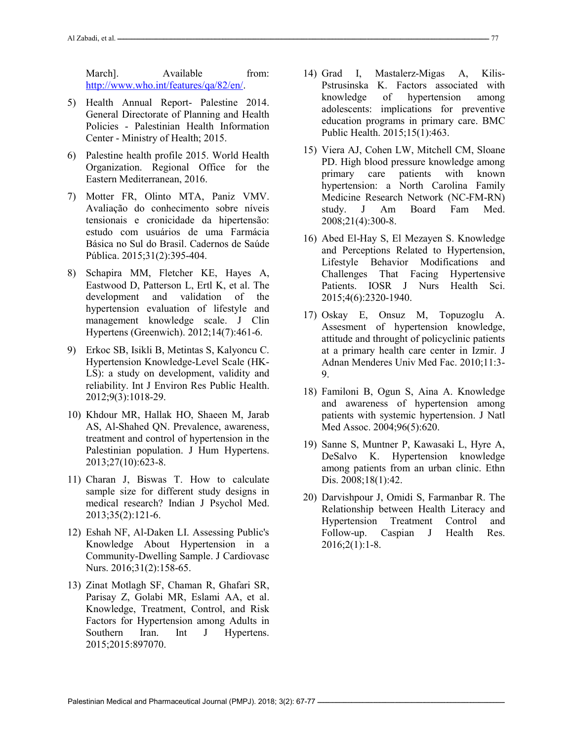March]. Available from: http://www.who.int/features/qa/82/en/.

5) Health Annual Report- Palestine 2014. General Directorate of Planning and Health Policies - Palestinian Health Information Center - Ministry of Health; 2015.

6) Palestine health profile 2015. World Health Organization. Regional Office for the Eastern Mediterranean, 2016.

7) Motter FR, Olinto MTA, Paniz VMV. Avaliação do conhecimento sobre níveis tensionais e cronicidade da hipertensão: estudo com usuários de uma Farmácia Básica no Sul do Brasil. Cadernos de Saúde Pública. 2015;31(2):395-404.

8) Schapira MM, Fletcher KE, Hayes A, Eastwood D, Patterson L, Ertl K, et al. The development and validation of the hypertension evaluation of lifestyle and management knowledge scale. J Clin Hypertens (Greenwich). 2012;14(7):461-6.

9) Erkoc SB, Isikli B, Metintas S, Kalyoncu C. Hypertension Knowledge-Level Scale (HK-LS): a study on development, validity and reliability. Int J Environ Res Public Health. 2012;9(3):1018-29.

10) Khdour MR, Hallak HO, Shaeen M, Jarab AS, Al-Shahed QN. Prevalence, awareness, treatment and control of hypertension in the Palestinian population. J Hum Hypertens. 2013;27(10):623-8.

11) Charan J, Biswas T. How to calculate sample size for different study designs in medical research? Indian J Psychol Med. 2013;35(2):121-6.

12) Eshah NF, Al-Daken LI. Assessing Public's Knowledge About Hypertension in a Community-Dwelling Sample. J Cardiovasc Nurs. 2016;31(2):158-65.

13) Zinat Motlagh SF, Chaman R, Ghafari SR, Parisay Z, Golabi MR, Eslami AA, et al. Knowledge, Treatment, Control, and Risk Factors for Hypertension among Adults in Southern Iran. Int J Hypertens. 2015;2015:897070.

14) Grad I, Mastalerz-Migas A, Kilis-Pstrusinska K. Factors associated with knowledge of hypertension among adolescents: implications for preventive education programs in primary care. BMC Public Health. 2015;15(1):463.

15) Viera AJ, Cohen LW, Mitchell CM, Sloane PD. High blood pressure knowledge among primary care patients with known hypertension: a North Carolina Family Medicine Research Network (NC-FM-RN) study. J Am Board Fam Med. 2008;21(4):300-8.

16) Abed El-Hay S, El Mezayen S. Knowledge and Perceptions Related to Hypertension, Lifestyle Behavior Modifications and Challenges That Facing Hypertensive Patients. IOSR J Nurs Health Sci. 2015;4(6):2320-1940.

17) Oskay E, Onsuz M, Topuzoglu A. Assesment of hypertension knowledge, attitude and throught of policyclinic patients at a primary health care center in Izmir. J Adnan Menderes Univ Med Fac. 2010;11:3-9.

18) Familoni B, Ogun S, Aina A. Knowledge and awareness of hypertension among patients with systemic hypertension. J Natl Med Assoc. 2004;96(5):620.

19) Sanne S, Muntner P, Kawasaki L, Hyre A, DeSalvo K. Hypertension knowledge among patients from an urban clinic. Ethn Dis. 2008;18(1):42.

20) Darvishpour J, Omidi S, Farmanbar R. The Relationship between Health Literacy and Hypertension Treatment Control and Follow-up. Caspian J Health Res. 2016;2(1):1-8.